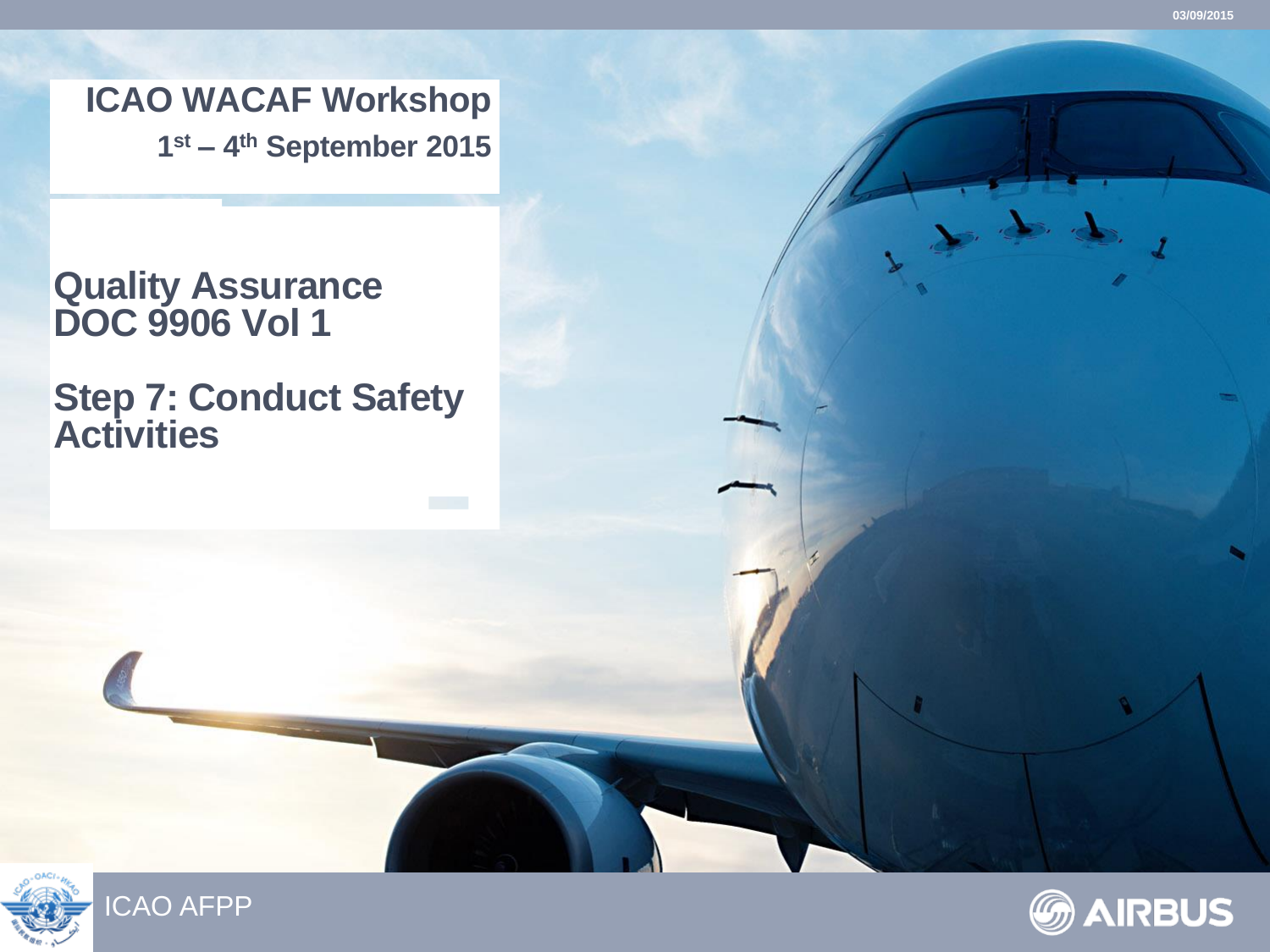# ICAO WACAF Workshop

**1st – 4th September 2015**

## Quality Assurance
## DOC 9906 Vol 1

## Step 7: Conduct Safety Activities

ICAO AFPP

AIRBUS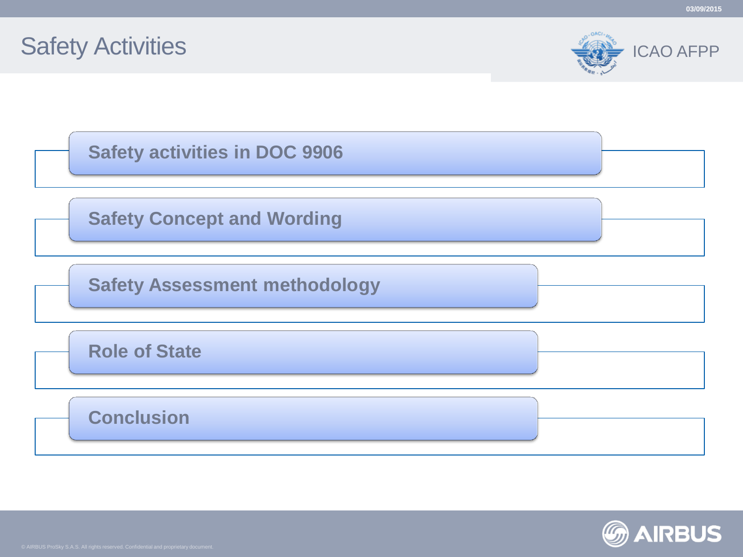# Safety Activities

- Safety activities in DOC 9906
- Safety Concept and Wording
- Safety Assessment methodology
- Role of State
- Conclusion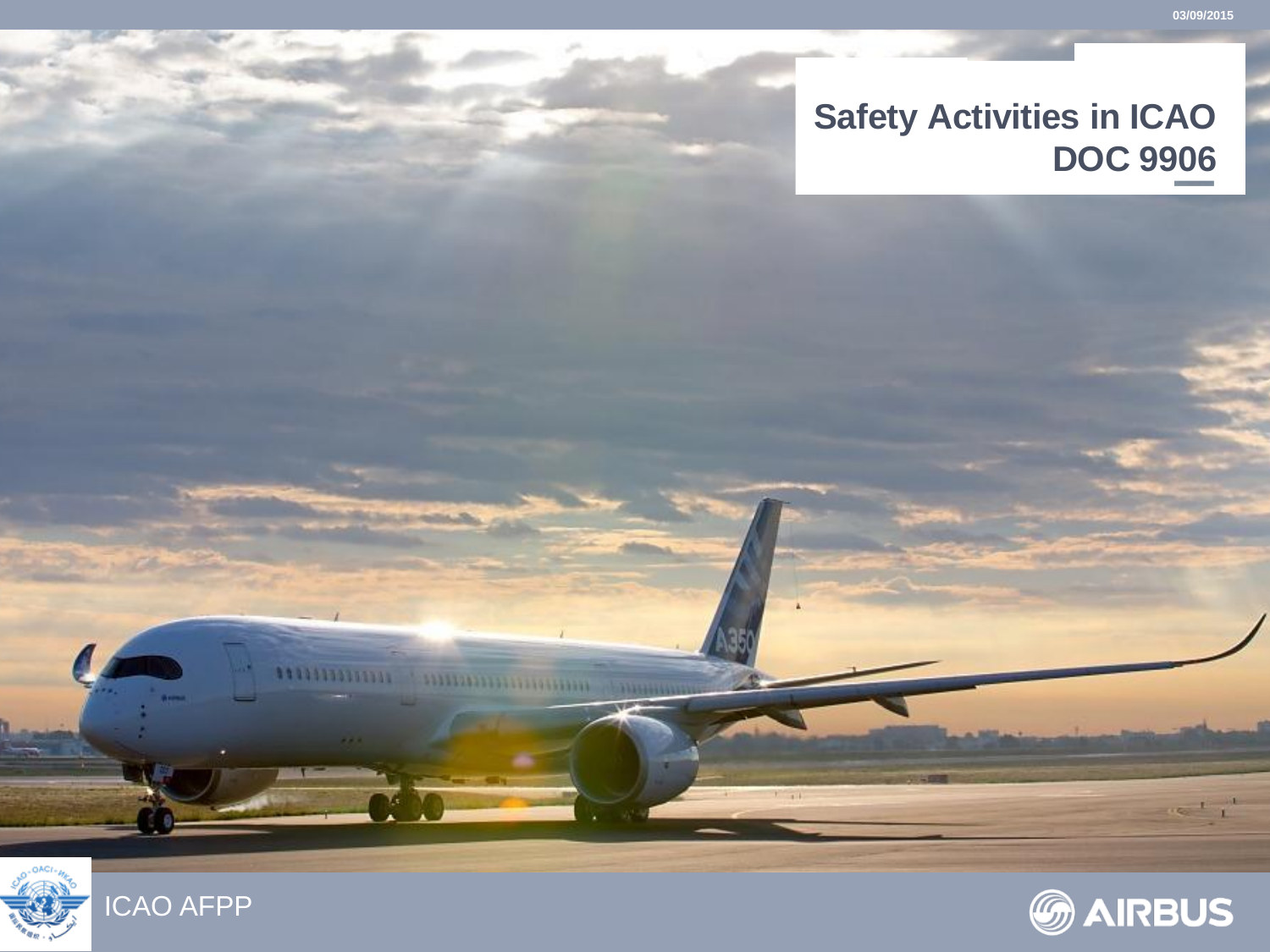# Safety Activities in ICAO DOC 9906

ICAO AFPP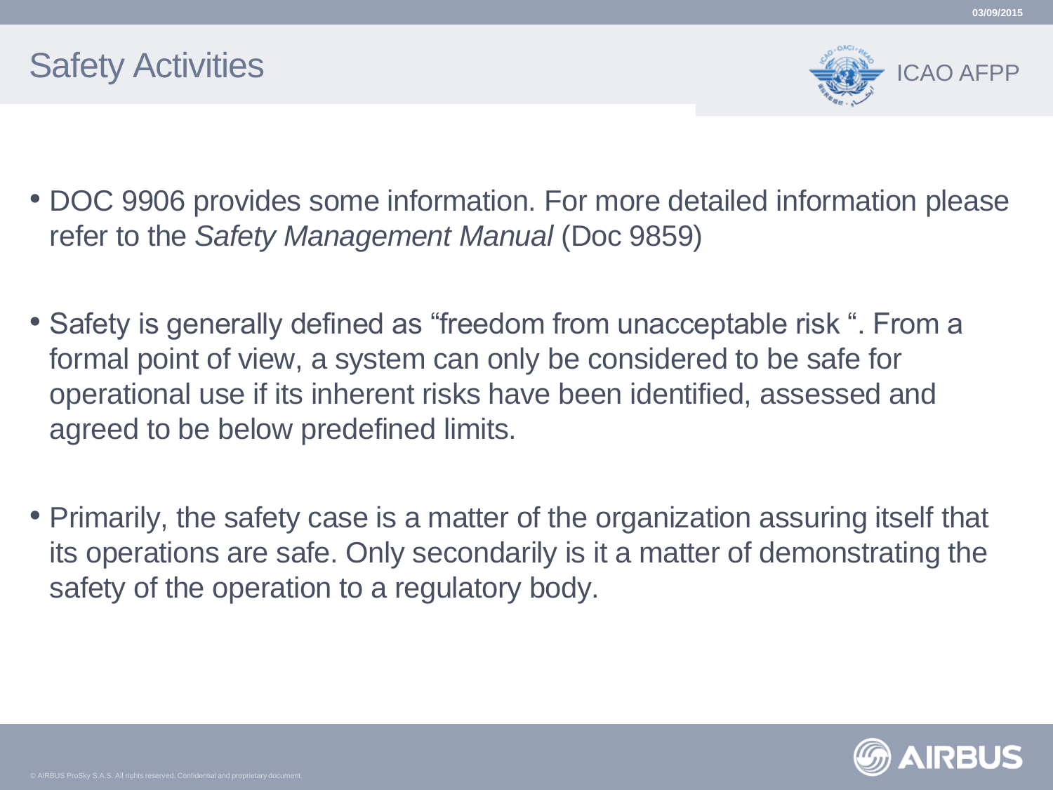# Safety Activities

- DOC 9906 provides some information. For more detailed information please refer to the *Safety Management Manual* (Doc 9859)

- Safety is generally defined as "freedom from unacceptable risk ". From a formal point of view, a system can only be considered to be safe for operational use if its inherent risks have been identified, assessed and agreed to be below predefined limits.

- Primarily, the safety case is a matter of the organization assuring itself that its operations are safe. Only secondarily is it a matter of demonstrating the safety of the operation to a regulatory body.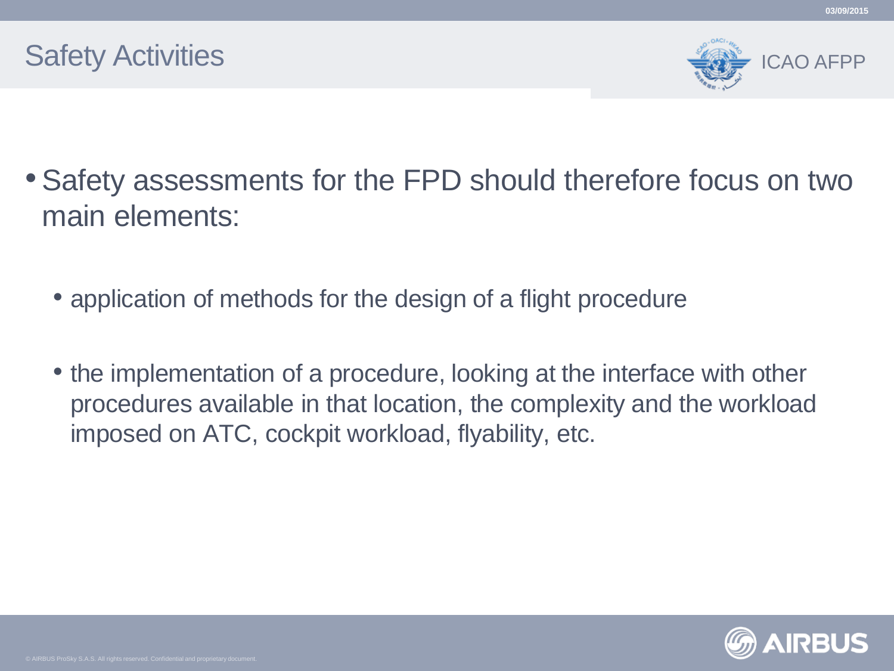# Safety Activities

- Safety assessments for the FPD should therefore focus on two main elements:
  - application of methods for the design of a flight procedure
  - the implementation of a procedure, looking at the interface with other procedures available in that location, the complexity and the workload imposed on ATC, cockpit workload, flyability, etc.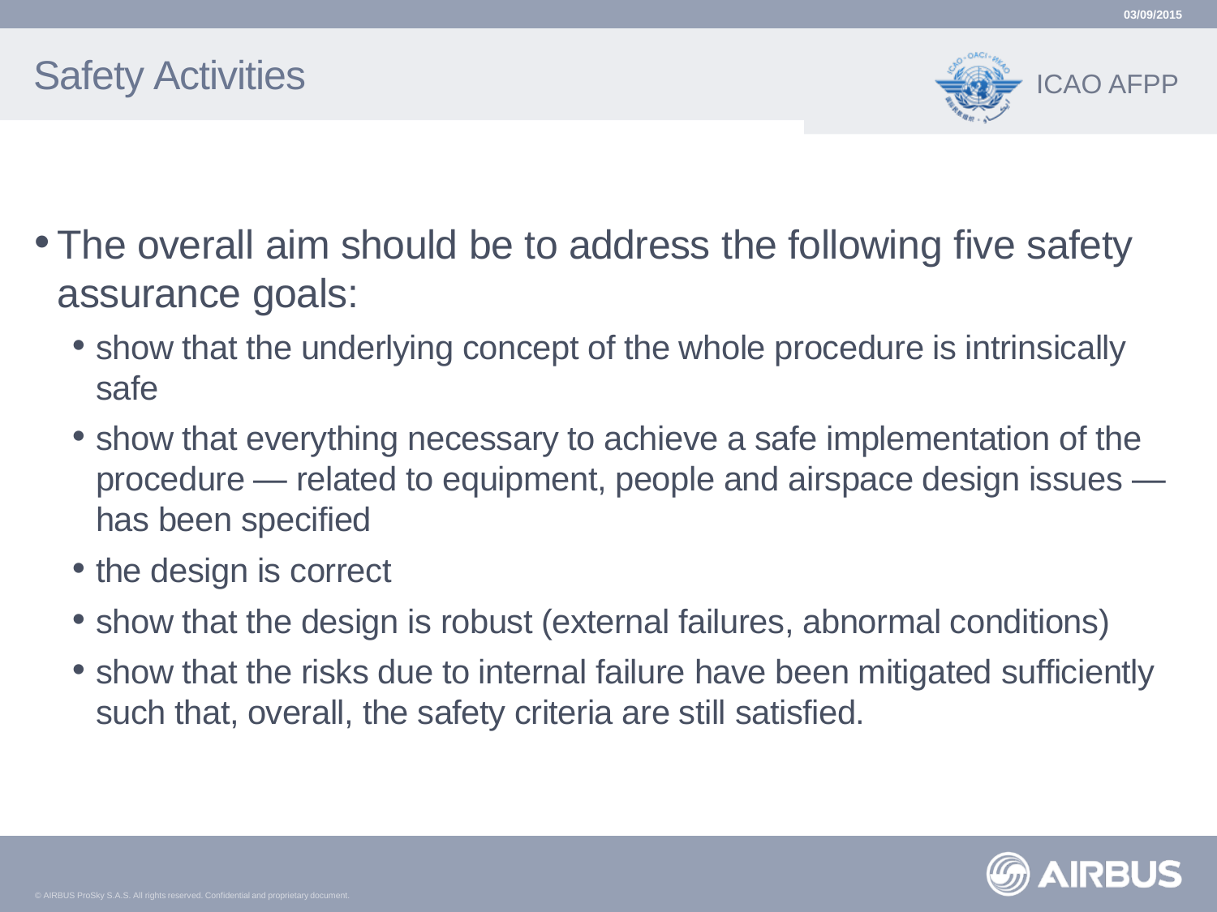# Safety Activities

- The overall aim should be to address the following five safety assurance goals:
  - show that the underlying concept of the whole procedure is intrinsically safe
  - show that everything necessary to achieve a safe implementation of the procedure — related to equipment, people and airspace design issues — has been specified
  - the design is correct
  - show that the design is robust (external failures, abnormal conditions)
  - show that the risks due to internal failure have been mitigated sufficiently such that, overall, the safety criteria are still satisfied.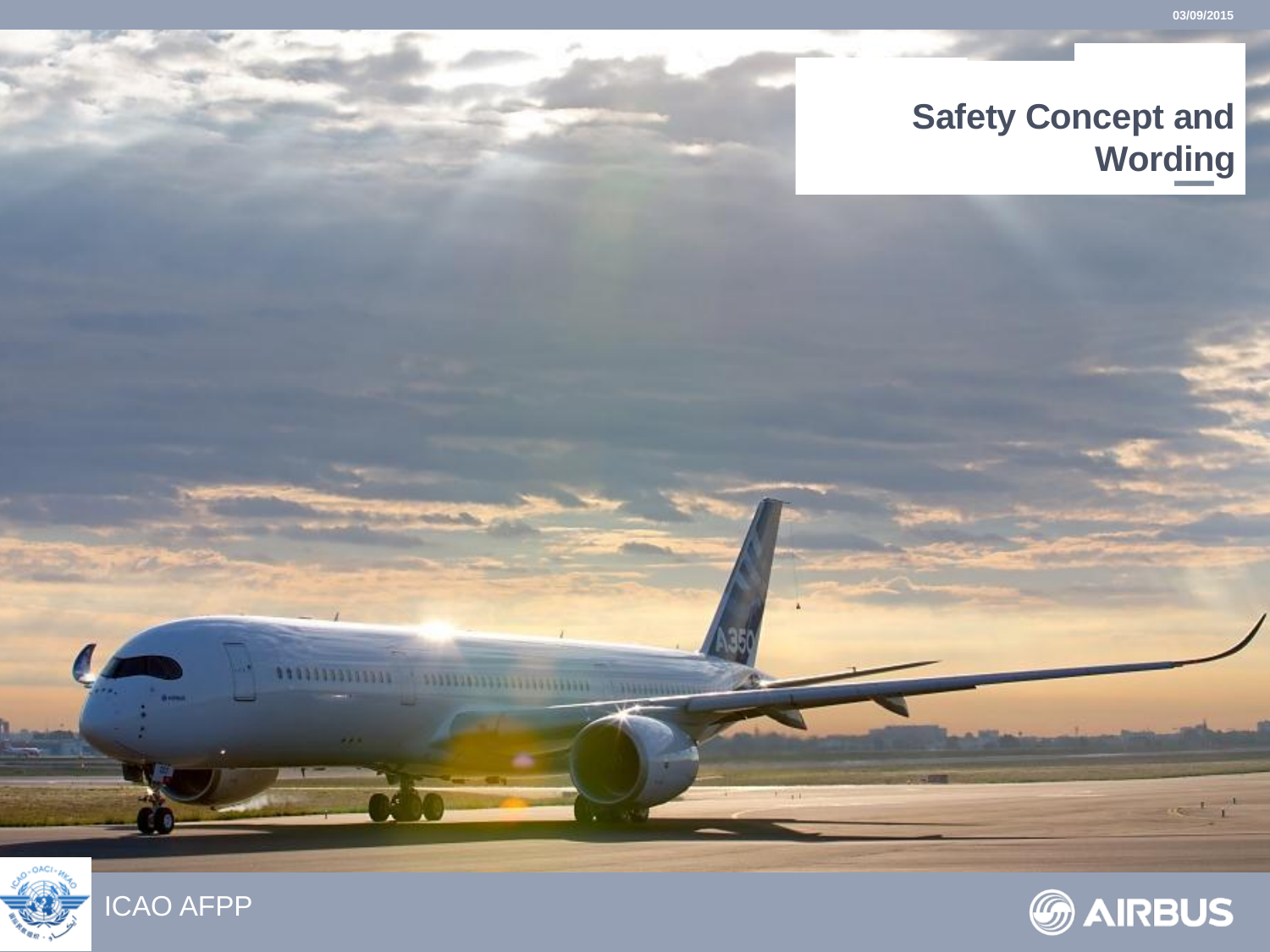# Safety Concept and Wording

ICAO AFPP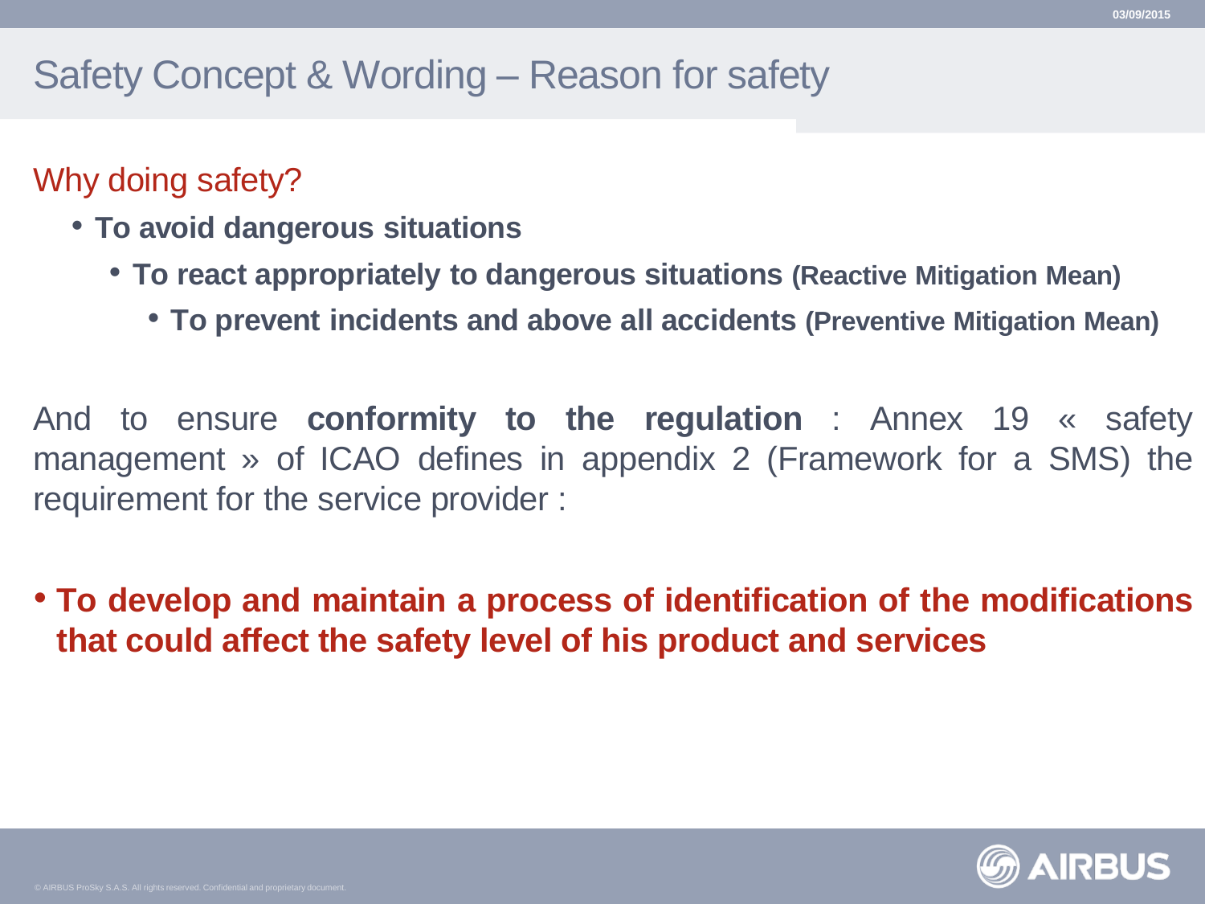# Safety Concept & Wording – Reason for safety

## Why doing safety?

- **To avoid dangerous situations**
  - **To react appropriately to dangerous situations (Reactive Mitigation Mean)**
    - **To prevent incidents and above all accidents (Preventive Mitigation Mean)**

And to ensure **conformity to the regulation** : Annex 19 « safety management » of ICAO defines in appendix 2 (Framework for a SMS) the requirement for the service provider :

- **To develop and maintain a process of identification of the modifications that could affect the safety level of his product and services**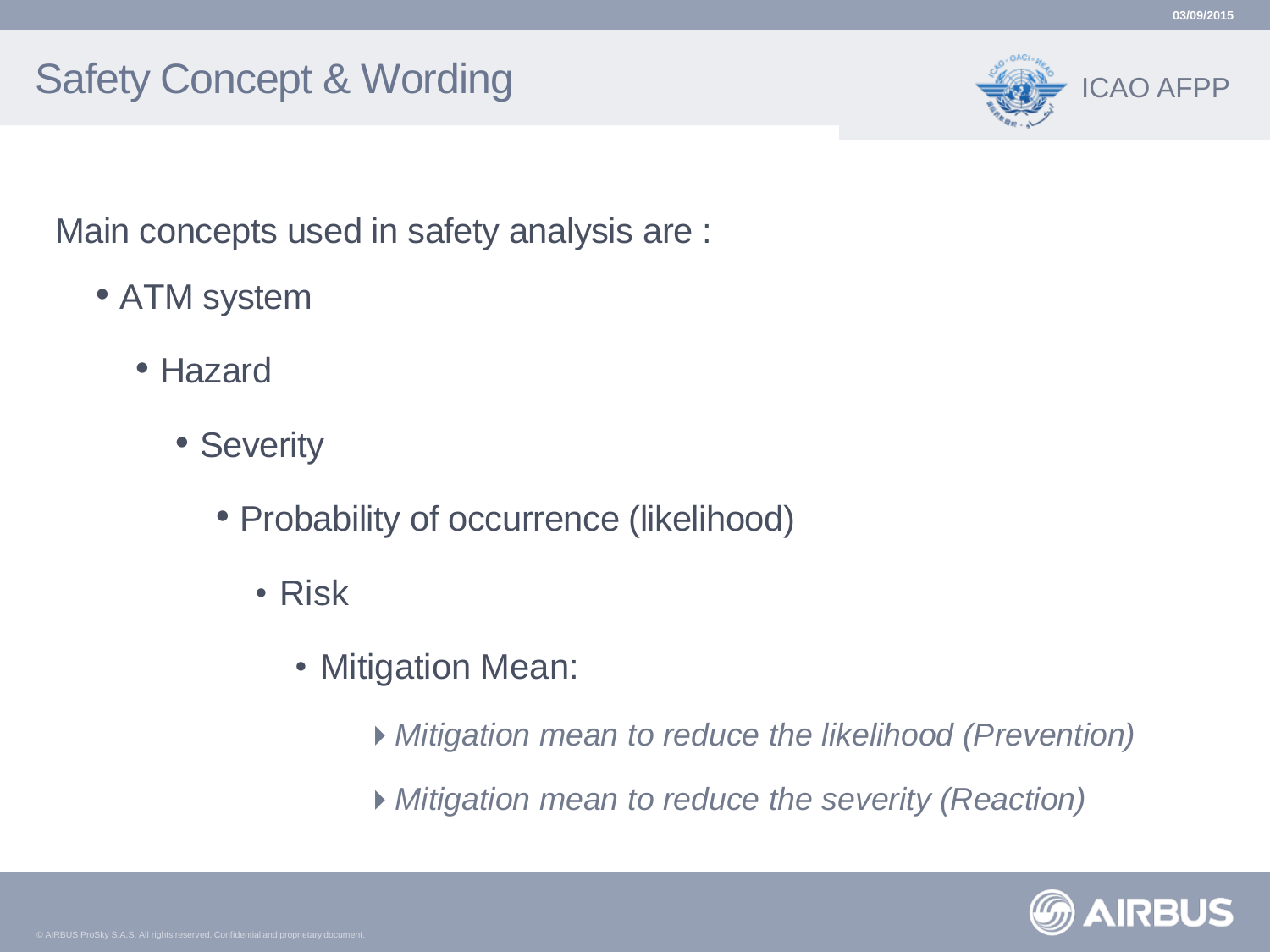# Safety Concept & Wording

Main concepts used in safety analysis are :

- ATM system
  - Hazard
    - Severity
      - Probability of occurrence (likelihood)
        - Risk
          - Mitigation Mean:
            - *Mitigation mean to reduce the likelihood (Prevention)*
            - *Mitigation mean to reduce the severity (Reaction)*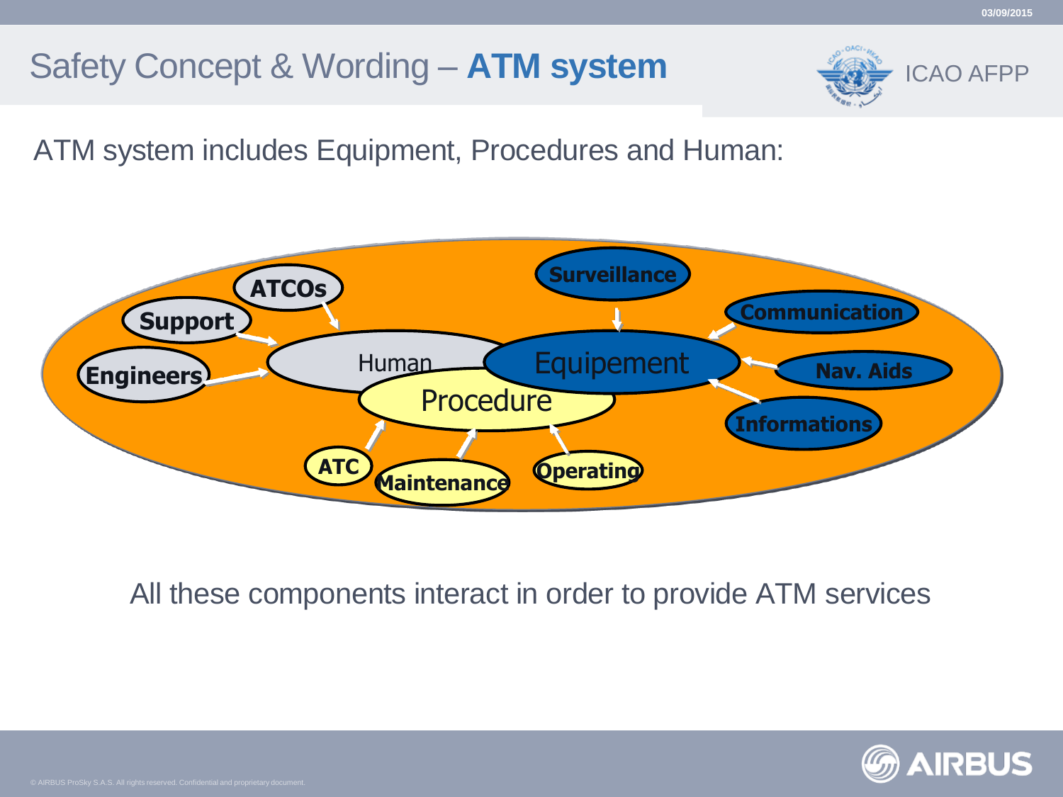# Safety Concept & Wording – **ATM system**

ICAO AFPP

ATM system includes Equipment, Procedures and Human:

- Human
  - ATCOs
  - Support
  - Engineers
- Equipement
  - Surveillance
  - Communication
  - Nav. Aids
  - Informations
- Procedure
  - ATC
  - Maintenance
  - Operating

All these components interact in order to provide ATM services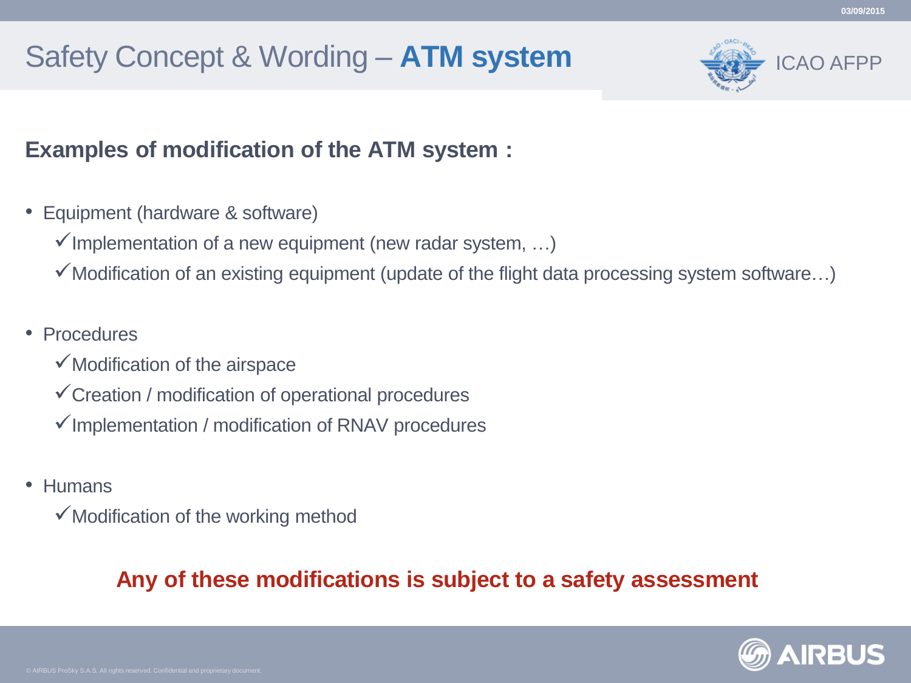# Safety Concept & Wording – **ATM system**

ICAO AFPP

## Examples of modification of the ATM system :

- Equipment (hardware & software)
  - ✓Implementation of a new equipment (new radar system, …)
  - ✓Modification of an existing equipment (update of the flight data processing system software…)
- Procedures
  - ✓Modification of the airspace
  - ✓Creation / modification of operational procedures
  - ✓Implementation / modification of RNAV procedures
- Humans
  - ✓Modification of the working method

**Any of these modifications is subject to a safety assessment**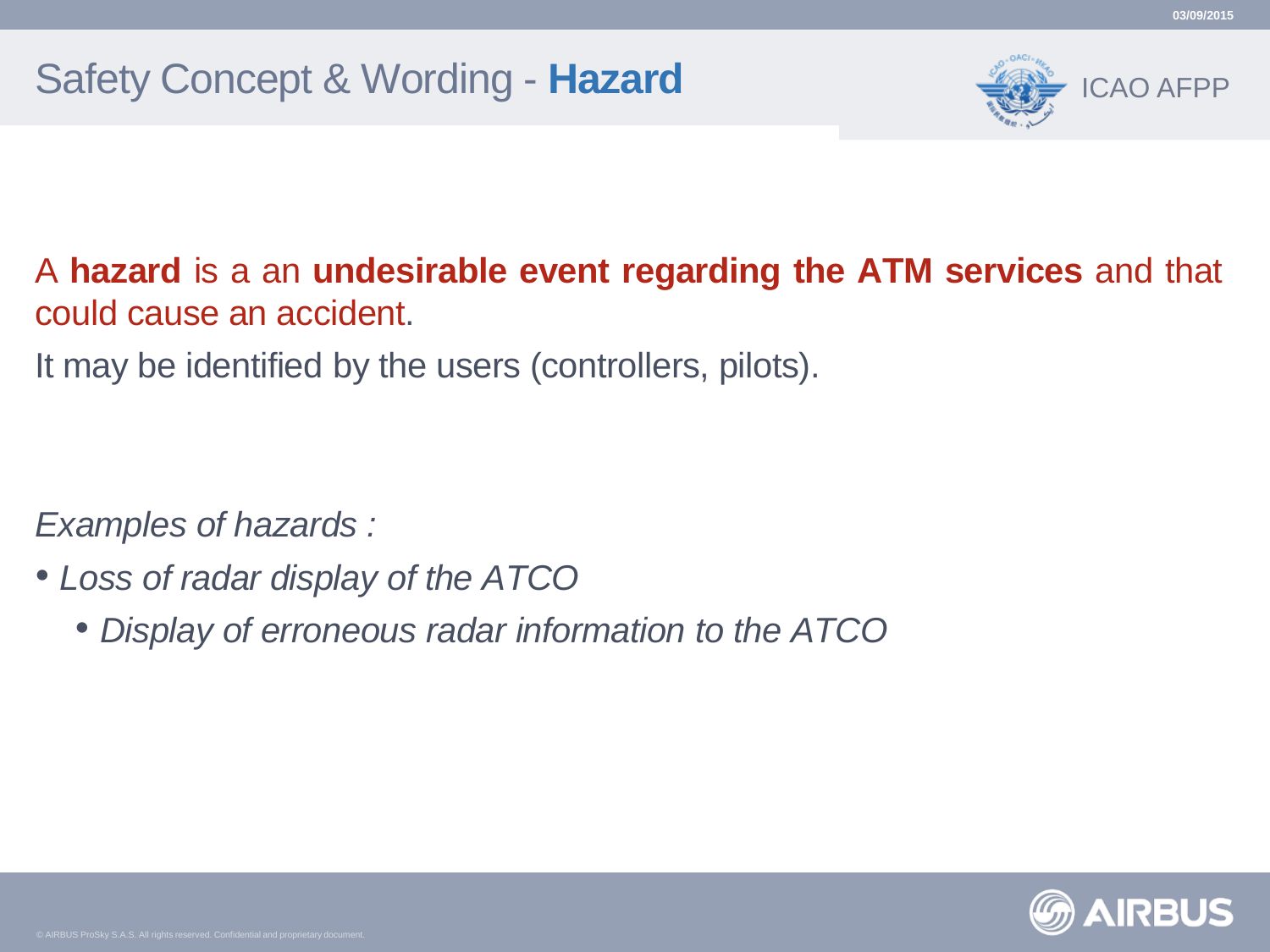# Safety Concept & Wording - **Hazard**

A **hazard** is a an **undesirable event regarding the ATM services** and that could cause an accident.

It may be identified by the users (controllers, pilots).

*Examples of hazards :*

- *Loss of radar display of the ATCO*
  - *Display of erroneous radar information to the ATCO*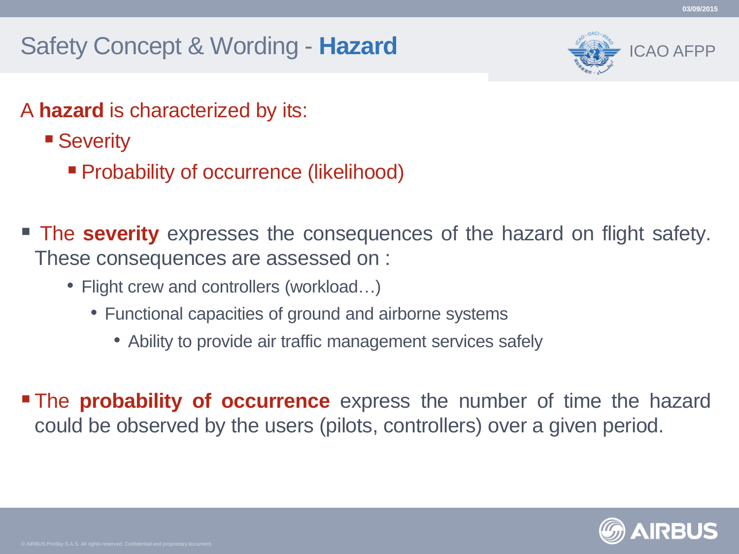# Safety Concept & Wording - **Hazard**

A **hazard** is characterized by its:

- Severity
  - Probability of occurrence (likelihood)

- The **severity** expresses the consequences of the hazard on flight safety. These consequences are assessed on :
  - Flight crew and controllers (workload…)
    - Functional capacities of ground and airborne systems
      - Ability to provide air traffic management services safely

- The **probability of occurrence** express the number of time the hazard could be observed by the users (pilots, controllers) over a given period.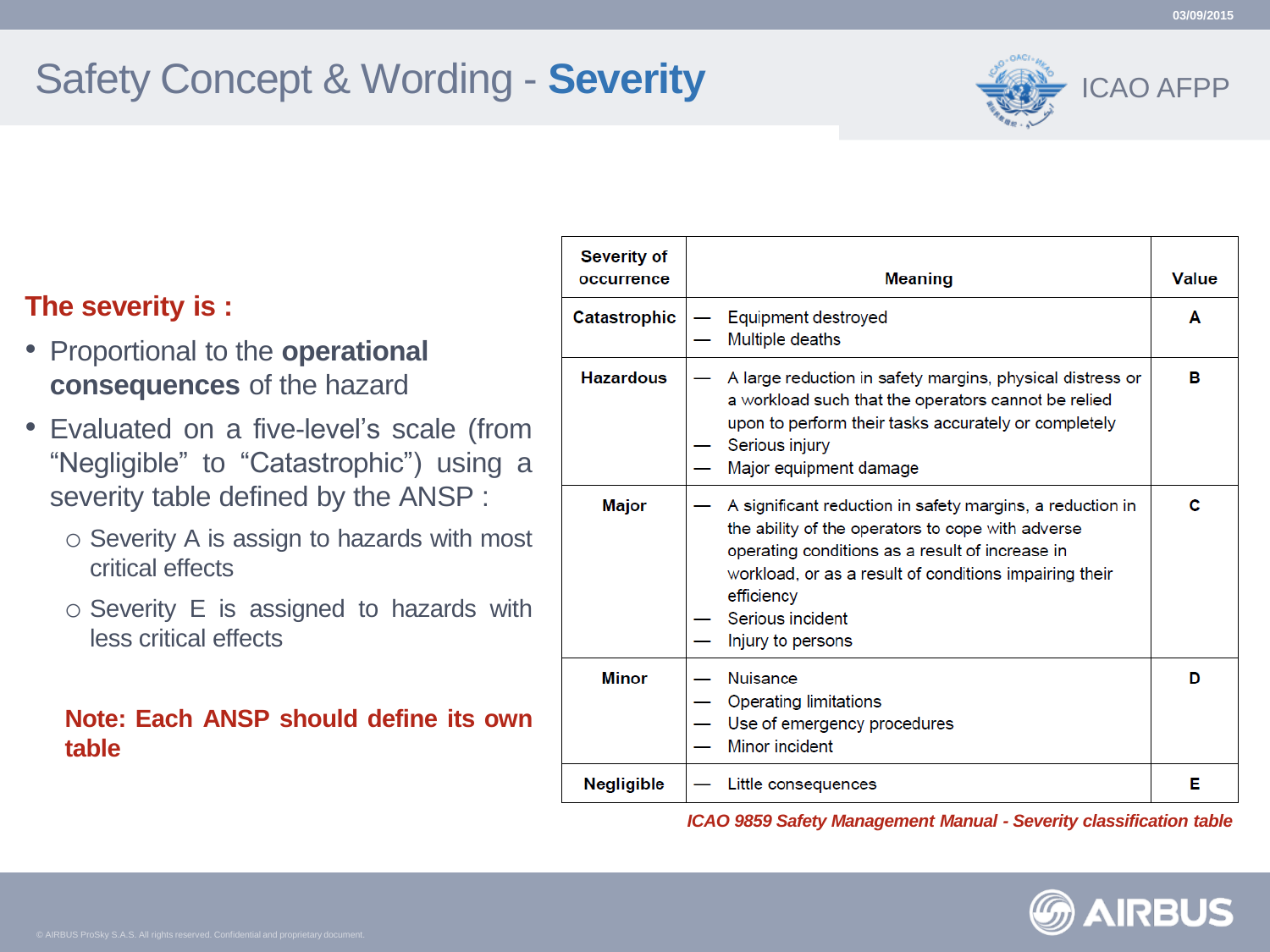# Safety Concept & Wording - **Severity**

ICAO AFPP

**The severity is :**

- Proportional to the **operational consequences** of the hazard
- Evaluated on a five-level's scale (from "Negligible" to "Catastrophic") using a severity table defined by the ANSP :
  - Severity A is assign to hazards with most critical effects
  - Severity E is assigned to hazards with less critical effects

**Note: Each ANSP should define its own table**

| Severity of occurrence | Meaning | Value |
|---|---|---|
| **Catastrophic** | — Equipment destroyed<br>— Multiple deaths | **A** |
| **Hazardous** | — A large reduction in safety margins, physical distress or a workload such that the operators cannot be relied upon to perform their tasks accurately or completely<br>— Serious injury<br>— Major equipment damage | **B** |
| **Major** | — A significant reduction in safety margins, a reduction in the ability of the operators to cope with adverse operating conditions as a result of increase in workload, or as a result of conditions impairing their efficiency<br>— Serious incident<br>— Injury to persons | **C** |
| **Minor** | — Nuisance<br>— Operating limitations<br>— Use of emergency procedures<br>— Minor incident | **D** |
| **Negligible** | — Little consequences | **E** |

*ICAO 9859 Safety Management Manual - Severity classification table*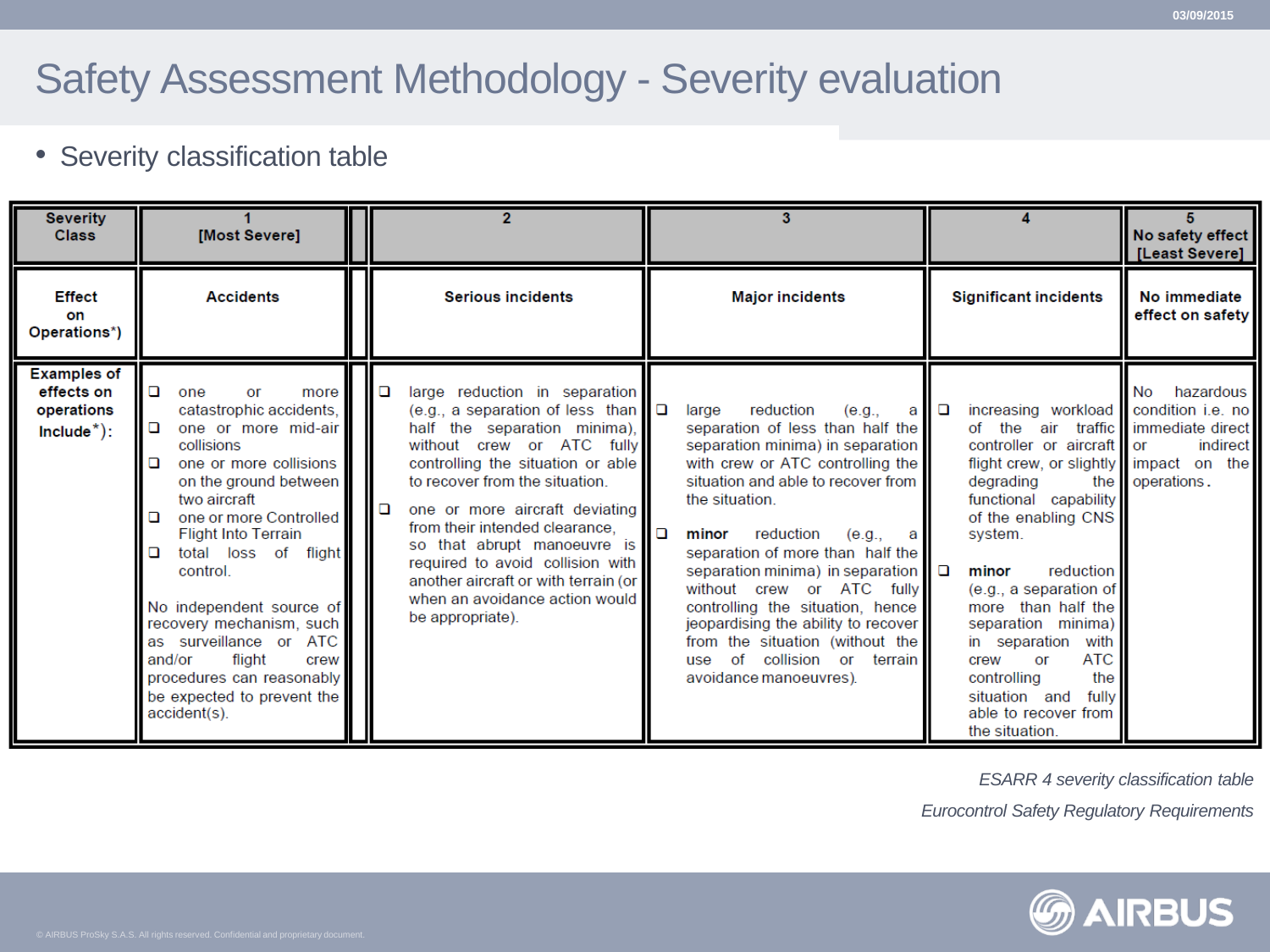# Safety Assessment Methodology - Severity evaluation

- Severity classification table

| Severity Class | 1 [Most Severe] | 2 | 3 | 4 | 5 No safety effect [Least Severe] |
|---|---|---|---|---|---|
| Effect on Operations*) | Accidents | Serious incidents | Major incidents | Significant incidents | No immediate effect on safety |
| Examples of effects on operations Include*): | ❑ one or more catastrophic accidents, ❑ one or more mid-air collisions ❑ one or more collisions on the ground between two aircraft ❑ one or more Controlled Flight Into Terrain ❑ total loss of flight control. No independent source of recovery mechanism, such as surveillance or ATC and/or flight crew procedures can reasonably be expected to prevent the accident(s). | ❑ large reduction in separation (e.g., a separation of less than half the separation minima), without crew or ATC fully controlling the situation or able to recover from the situation. ❑ one or more aircraft deviating from their intended clearance, so that abrupt manoeuvre is required to avoid collision with another aircraft or with terrain (or when an avoidance action would be appropriate). | ❑ large reduction (e.g., a separation of less than half the separation minima) in separation with crew or ATC controlling the situation and able to recover from the situation. ❑ **minor** reduction (e.g., a separation of more than half the separation minima) in separation without crew or ATC fully controlling the situation, hence jeopardising the ability to recover from the situation (without the use of collision or terrain avoidance manoeuvres). | ❑ increasing workload of the air traffic controller or aircraft flight crew, or slightly degrading the functional capability of the enabling CNS system. ❑ **minor** reduction (e.g., a separation of more than half the separation minima) in separation with crew or ATC controlling the situation and fully able to recover from the situation. | No hazardous condition i.e. no immediate direct or indirect impact on the operations. |

*ESARR 4 severity classification table*

*Eurocontrol Safety Regulatory Requirements*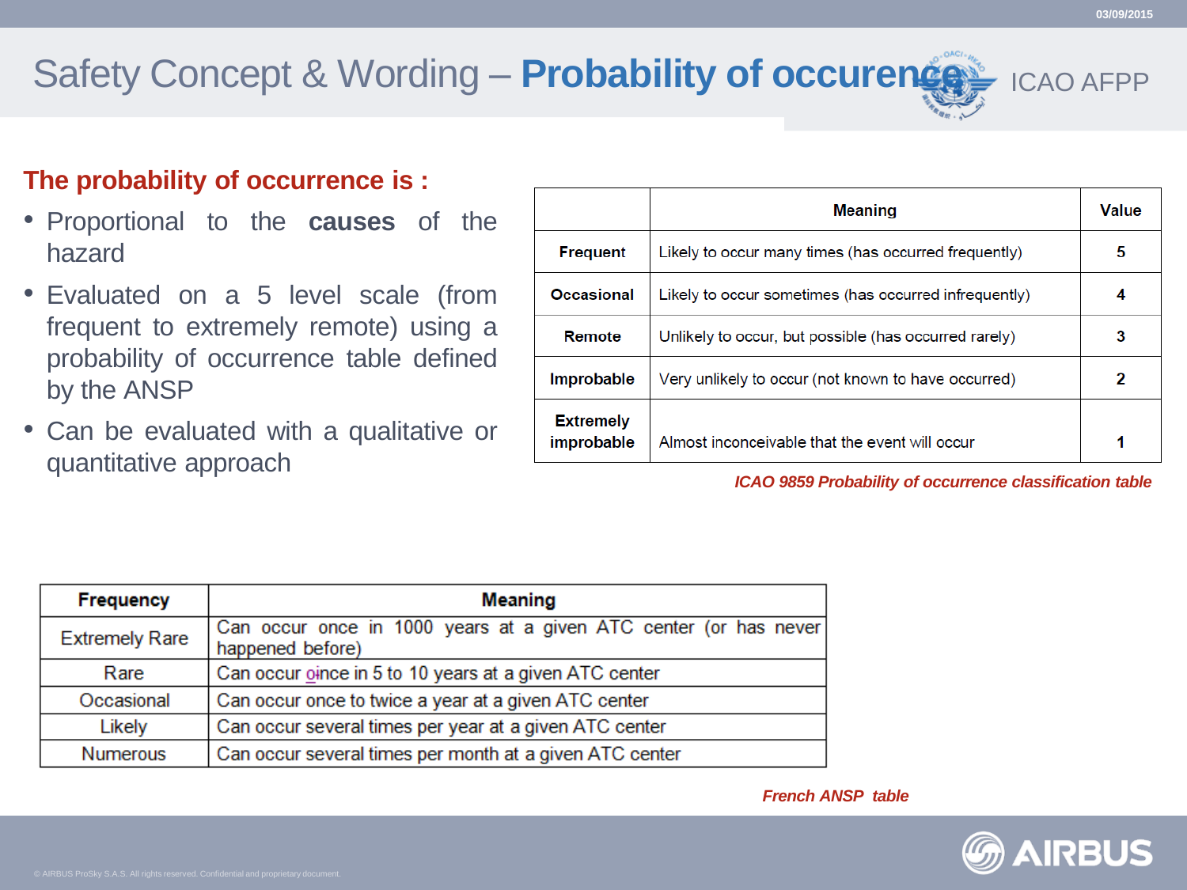# Safety Concept & Wording – **Probability of occurence**

ICAO AFPP

**The probability of occurrence is :**

- Proportional to the **causes** of the hazard
- Evaluated on a 5 level scale (from frequent to extremely remote) using a probability of occurrence table defined by the ANSP
- Can be evaluated with a qualitative or quantitative approach

| | Meaning | Value |
|---|---|---|
| **Frequent** | Likely to occur many times (has occurred frequently) | **5** |
| **Occasional** | Likely to occur sometimes (has occurred infrequently) | **4** |
| **Remote** | Unlikely to occur, but possible (has occurred rarely) | **3** |
| **Improbable** | Very unlikely to occur (not known to have occurred) | **2** |
| **Extremely improbable** | Almost inconceivable that the event will occur | **1** |

*ICAO 9859 Probability of occurrence classification table*

| Frequency | Meaning |
|---|---|
| Extremely Rare | Can occur once in 1000 years at a given ATC center (or has never happened before) |
| Rare | Can occur oince in 5 to 10 years at a given ATC center |
| Occasional | Can occur once to twice a year at a given ATC center |
| Likely | Can occur several times per year at a given ATC center |
| Numerous | Can occur several times per month at a given ATC center |

*French ANSP table*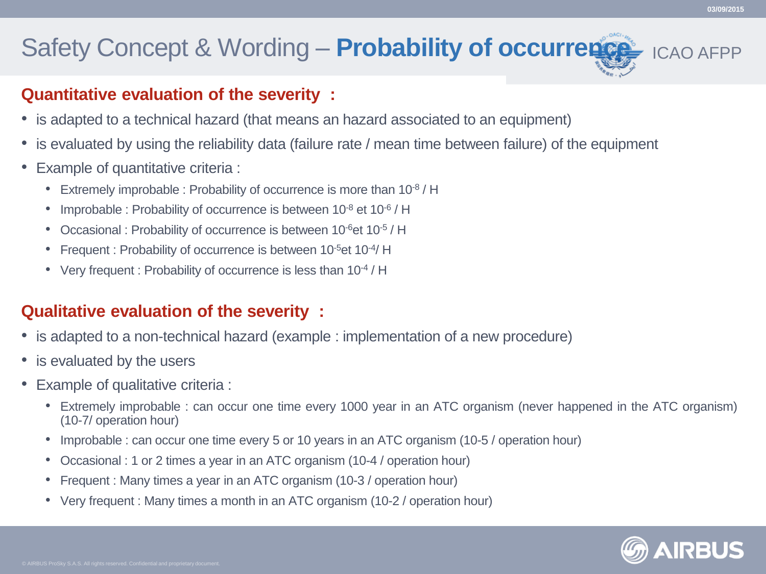# Safety Concept & Wording – **Probability of occurrence**

ICAO AFPP

## Quantitative evaluation of the severity :

- is adapted to a technical hazard (that means an hazard associated to an equipment)
- is evaluated by using the reliability data (failure rate / mean time between failure) of the equipment
- Example of quantitative criteria :
  - Extremely improbable : Probability of occurrence is more than $10^{-8}$ / H
  - Improbable : Probability of occurrence is between $10^{-8}$ et $10^{-6}$ / H
  - Occasional : Probability of occurrence is between $10^{-6}$et $10^{-5}$ / H
  - Frequent : Probability of occurrence is between $10^{-5}$et $10^{-4}$/ H
  - Very frequent : Probability of occurrence is less than $10^{-4}$ / H

## Qualitative evaluation of the severity :

- is adapted to a non-technical hazard (example : implementation of a new procedure)
- is evaluated by the users
- Example of qualitative criteria :
  - Extremely improbable : can occur one time every 1000 year in an ATC organism (never happened in the ATC organism) (10-7/ operation hour)
  - Improbable : can occur one time every 5 or 10 years in an ATC organism (10-5 / operation hour)
  - Occasional : 1 or 2 times a year in an ATC organism (10-4 / operation hour)
  - Frequent : Many times a year in an ATC organism (10-3 / operation hour)
  - Very frequent : Many times a month in an ATC organism (10-2 / operation hour)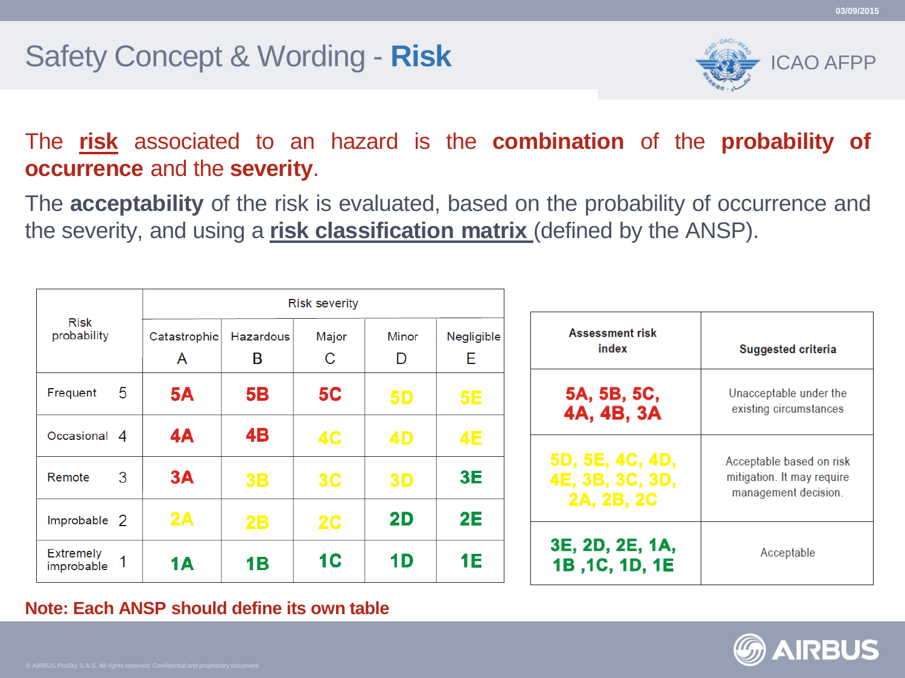# Safety Concept & Wording - **Risk**

ICAO AFPP

The **risk** associated to an hazard is the **combination** of the **probability of occurrence** and the **severity**.

The **acceptability** of the risk is evaluated, based on the probability of occurrence and the severity, and using a **risk classification matrix** (defined by the ANSP).

| Risk probability | | Risk severity | | | | |
|---|---|---|---|---|---|---|
| | | Catastrophic A | Hazardous B | Major C | Minor D | Negligible E |
| Frequent | 5 | 5A | 5B | 5C | 5D | 5E |
| Occasional | 4 | 4A | 4B | 4C | 4D | 4E |
| Remote | 3 | 3A | 3B | 3C | 3D | 3E |
| Improbable | 2 | 2A | 2B | 2C | 2D | 2E |
| Extremely improbable | 1 | 1A | 1B | 1C | 1D | 1E |

| Assessment risk index | Suggested criteria |
|---|---|
| 5A, 5B, 5C, 4A, 4B, 3A | Unacceptable under the existing circumstances |
| 5D, 5E, 4C, 4D, 4E, 3B, 3C, 3D, 2A, 2B, 2C | Acceptable based on risk mitigation. It may require management decision. |
| 3E, 2D, 2E, 1A, 1B ,1C, 1D, 1E | Acceptable |

**Note: Each ANSP should define its own table**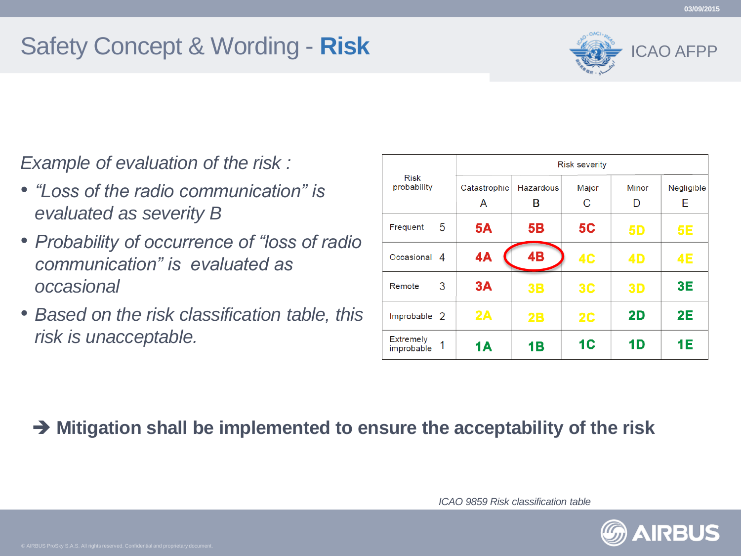# Safety Concept & Wording - **Risk**

*Example of evaluation of the risk :*

- *"Loss of the radio communication" is evaluated as severity B*
- *Probability of occurrence of "loss of radio communication" is evaluated as occasional*
- *Based on the risk classification table, this risk is unacceptable.*

| Risk probability | | Risk severity | | | | |
|---|---|---|---|---|---|---|
| | | Catastrophic A | Hazardous B | Major C | Minor D | Negligible E |
| Frequent | 5 | 5A | 5B | 5C | 5D | 5E |
| Occasional | 4 | 4A | 4B | 4C | 4D | 4E |
| Remote | 3 | 3A | 3B | 3C | 3D | 3E |
| Improbable | 2 | 2A | 2B | 2C | 2D | 2E |
| Extremely improbable | 1 | 1A | 1B | 1C | 1D | 1E |

*ICAO 9859 Risk classification table*

➔ **Mitigation shall be implemented to ensure the acceptability of the risk**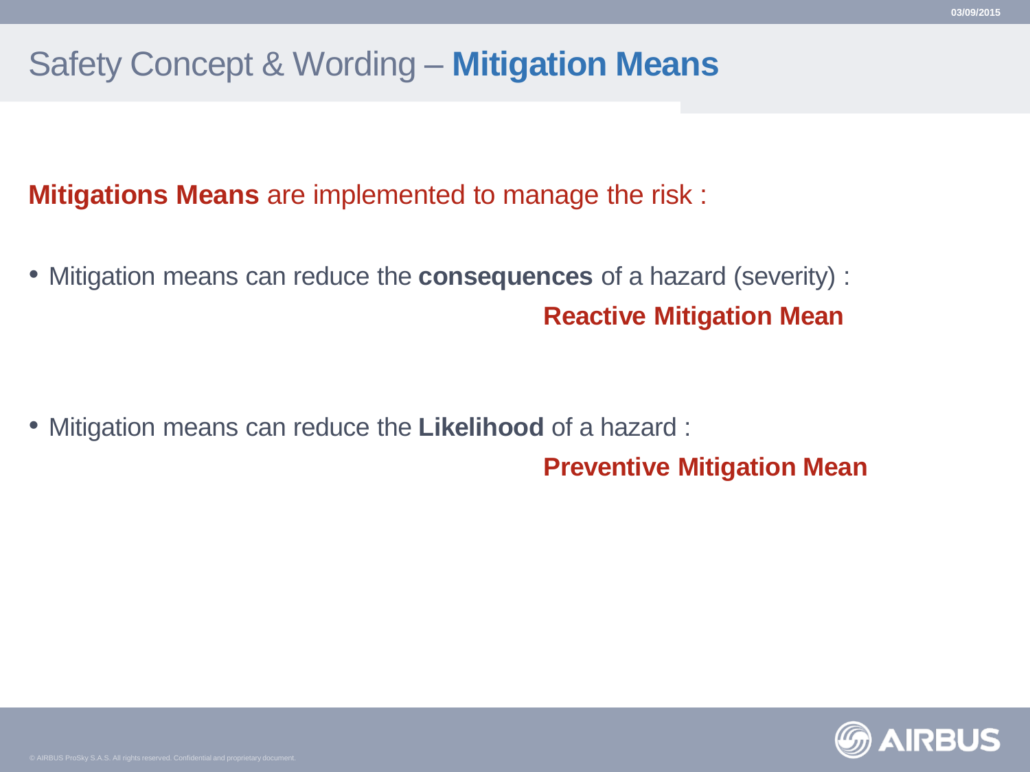# Safety Concept & Wording – **Mitigation Means**

**Mitigations Means** are implemented to manage the risk :

- Mitigation means can reduce the **consequences** of a hazard (severity) :

  **Reactive Mitigation Mean**

- Mitigation means can reduce the **Likelihood** of a hazard :

  **Preventive Mitigation Mean**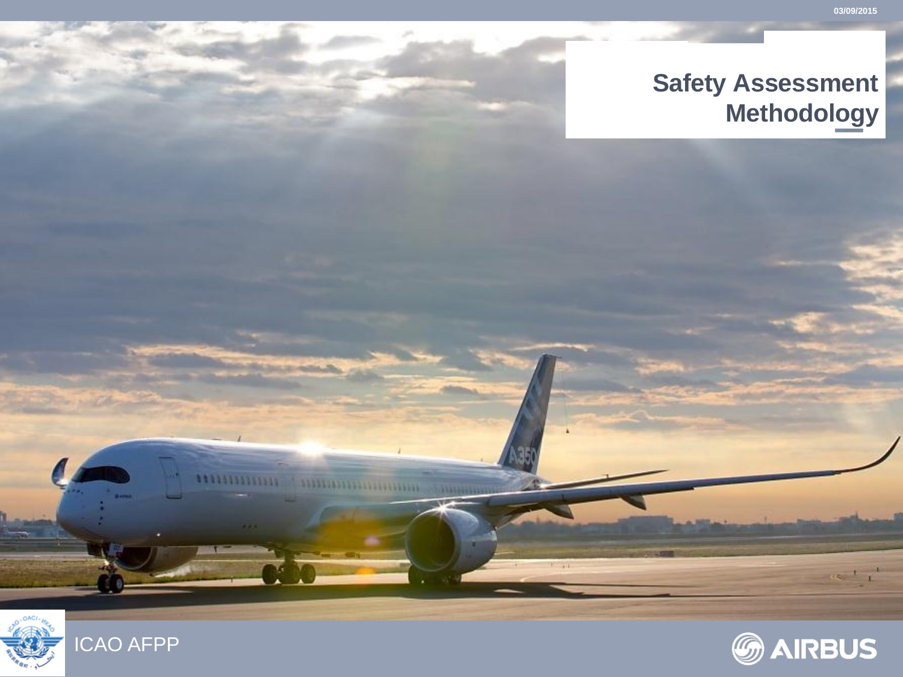# Safety Assessment Methodology

ICAO AFPP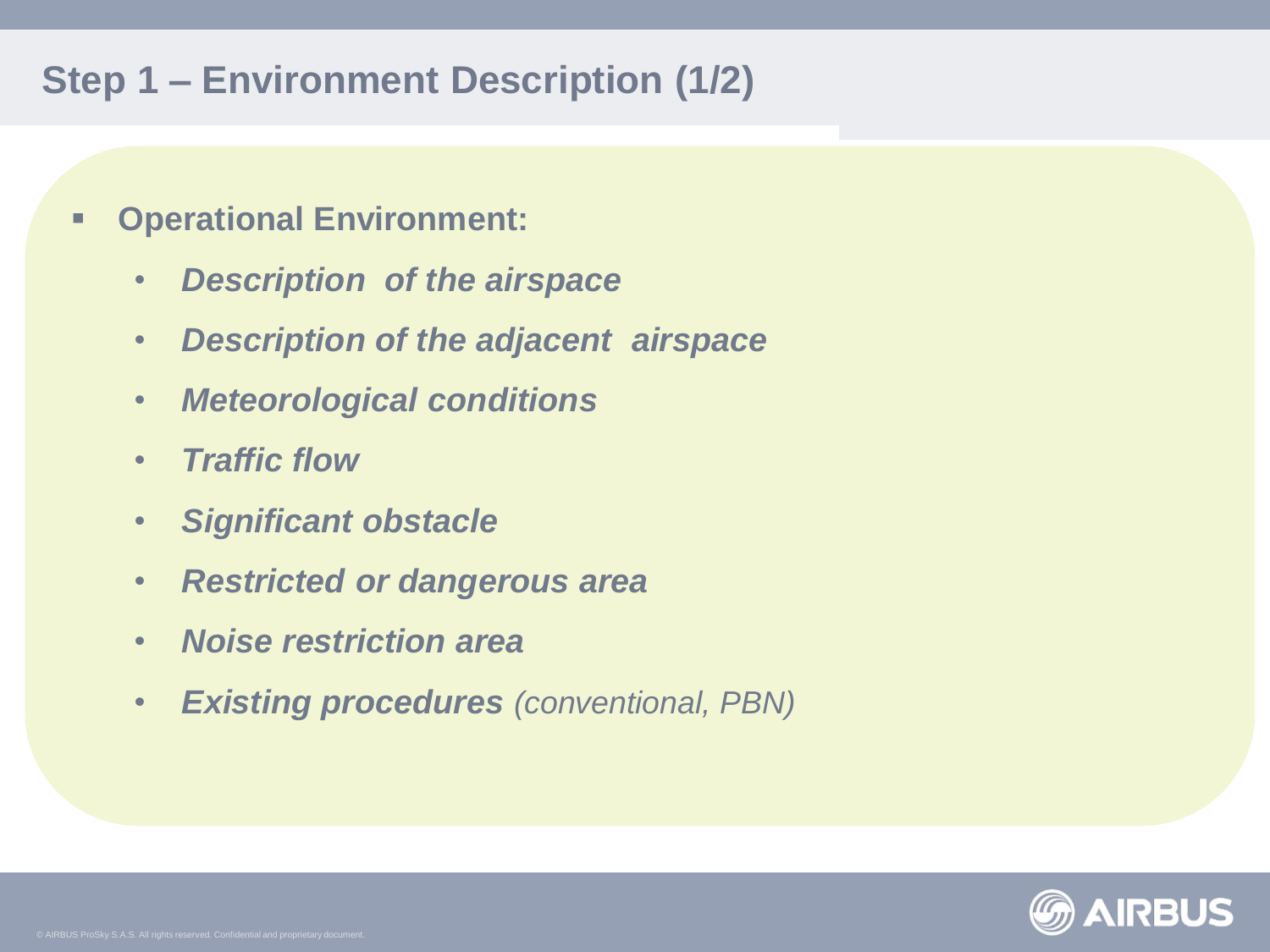# Step 1 – Environment Description (1/2)

- **Operational Environment:**
  - ***Description of the airspace***
  - ***Description of the adjacent airspace***
  - ***Meteorological conditions***
  - ***Traffic flow***
  - ***Significant obstacle***
  - ***Restricted or dangerous area***
  - ***Noise restriction area***
  - ***Existing procedures*** *(conventional, PBN)*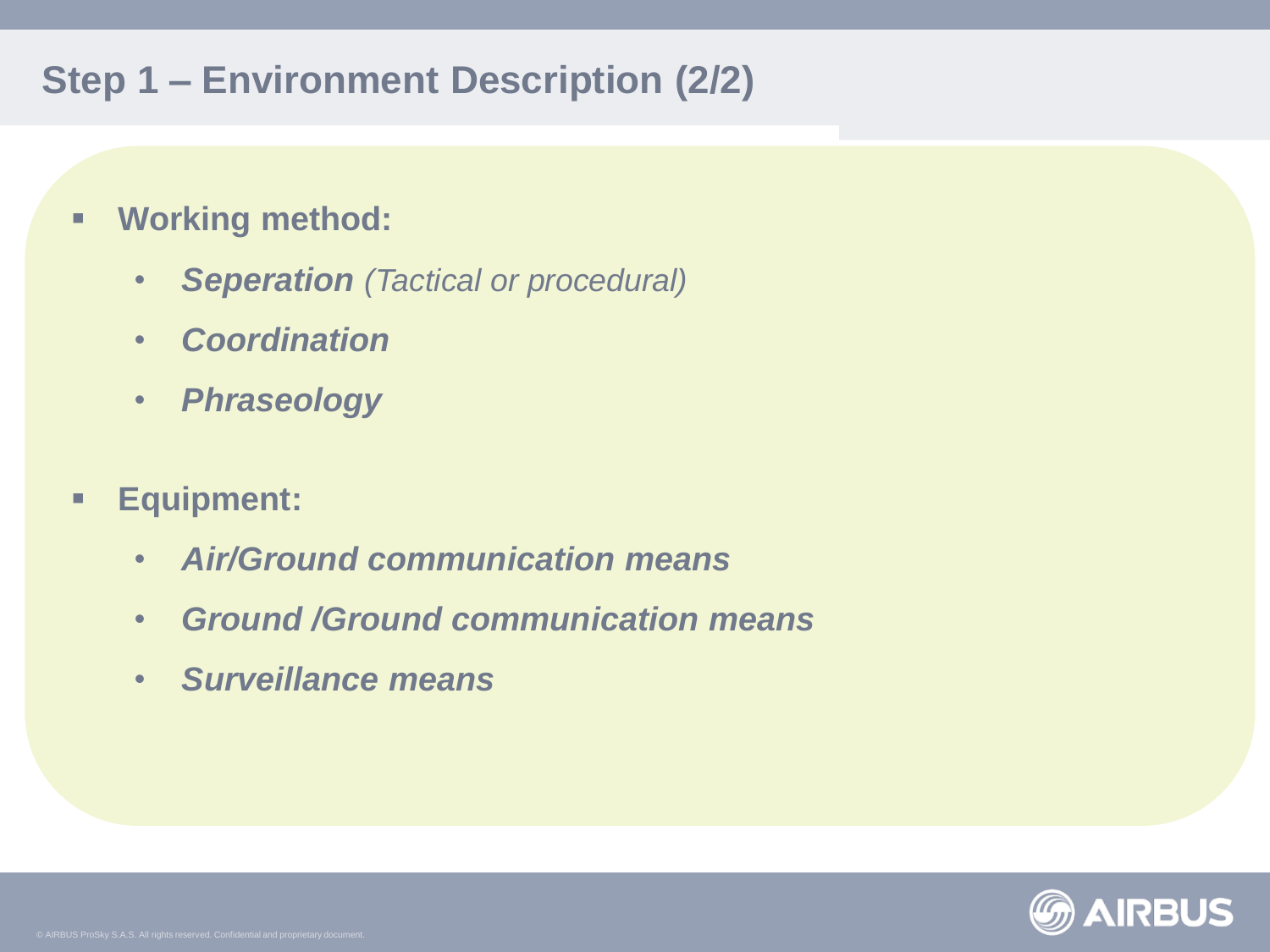## Step 1 – Environment Description (2/2)

- **Working method:**
  - ***Seperation*** *(Tactical or procedural)*
  - ***Coordination***
  - ***Phraseology***

- **Equipment:**
  - ***Air/Ground communication means***
  - ***Ground /Ground communication means***
  - ***Surveillance means***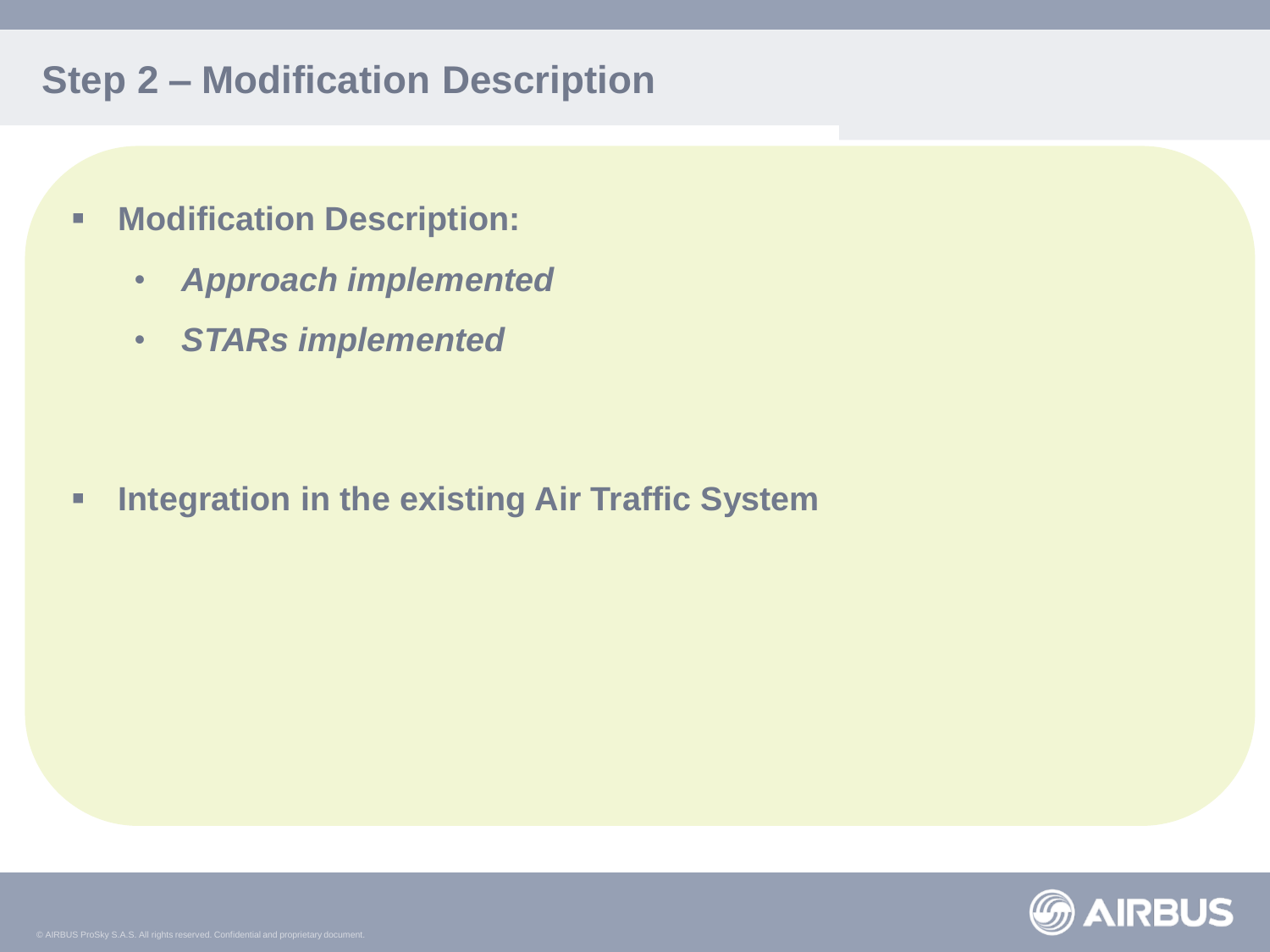# Step 2 – Modification Description

- **Modification Description:**
  - ***Approach implemented***
  - ***STARs implemented***

- **Integration in the existing Air Traffic System**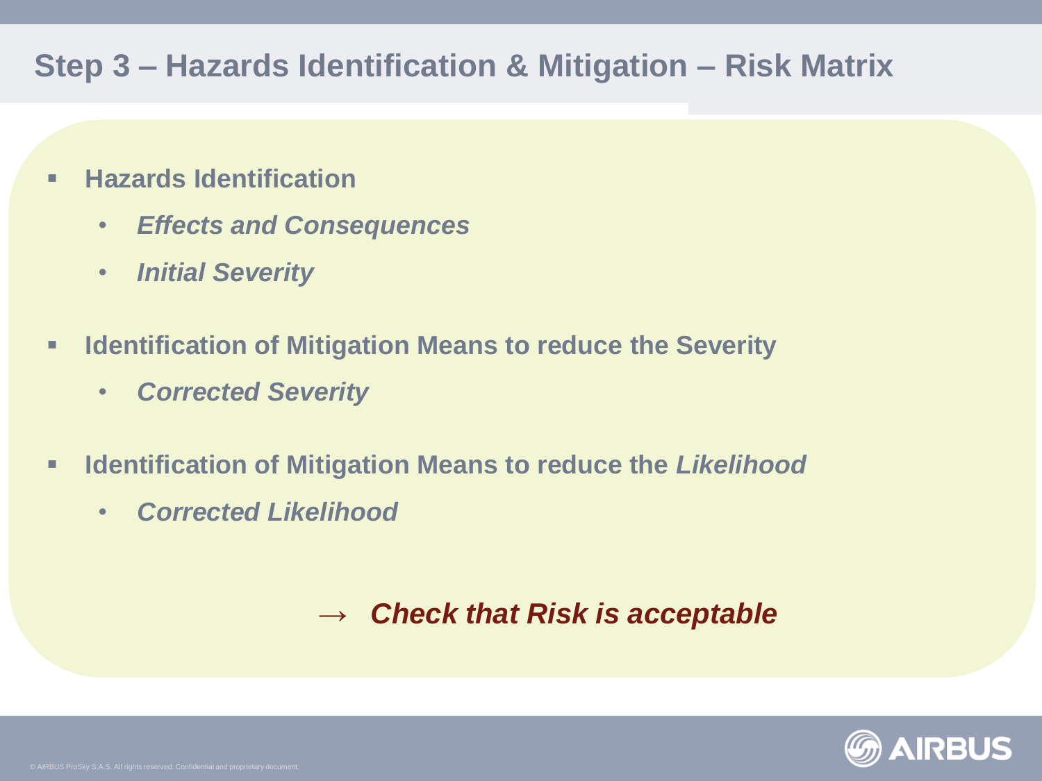# Step 3 – Hazards Identification & Mitigation – Risk Matrix

- **Hazards Identification**
  - ***Effects and Consequences***
  - ***Initial Severity***
- **Identification of Mitigation Means to reduce the Severity**
  - ***Corrected Severity***
- **Identification of Mitigation Means to reduce the *Likelihood***
  - ***Corrected Likelihood***

→ ***Check that Risk is acceptable***

© AIRBUS ProSky S.A.S. All rights reserved. Confidential and proprietary document.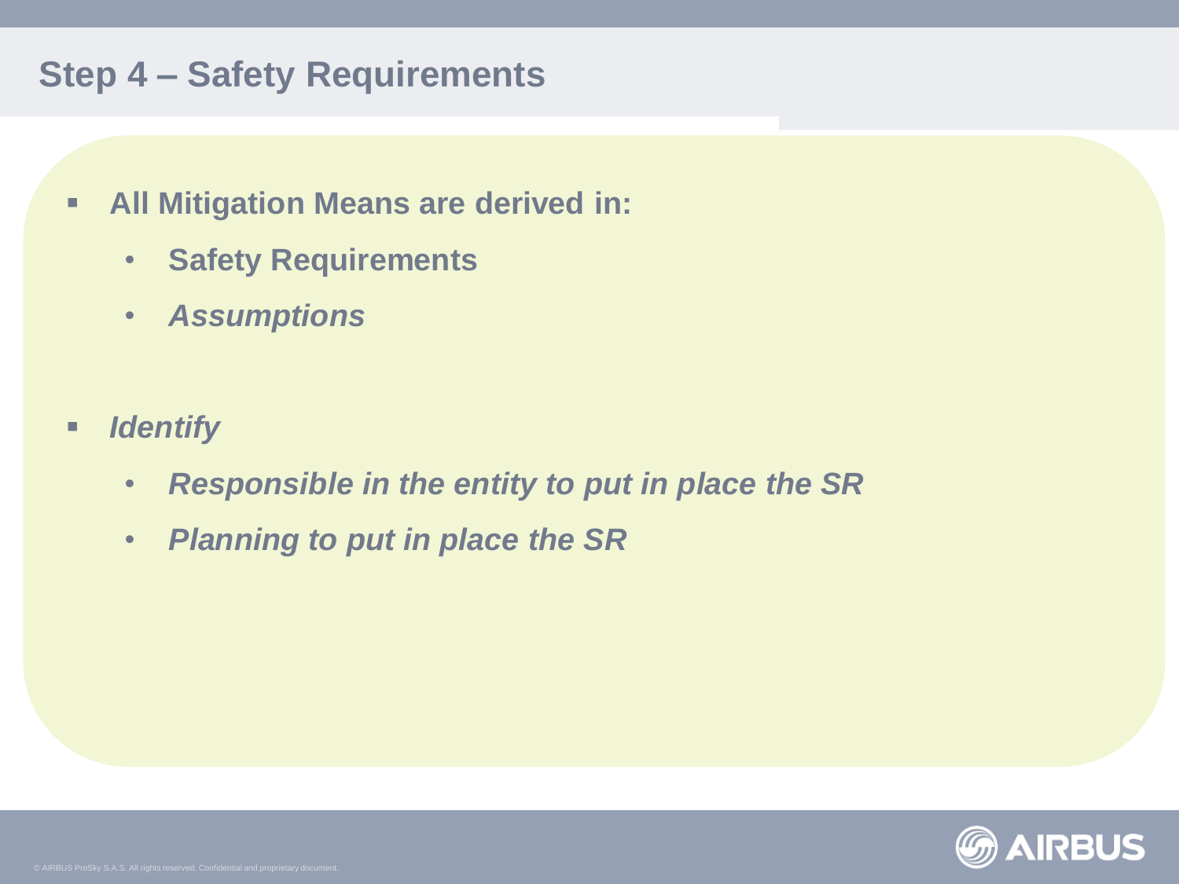# Step 4 – Safety Requirements

- **All Mitigation Means are derived in:**
  - **Safety Requirements**
  - ***Assumptions***

- ***Identify***
  - ***Responsible in the entity to put in place the SR***
  - ***Planning to put in place the SR***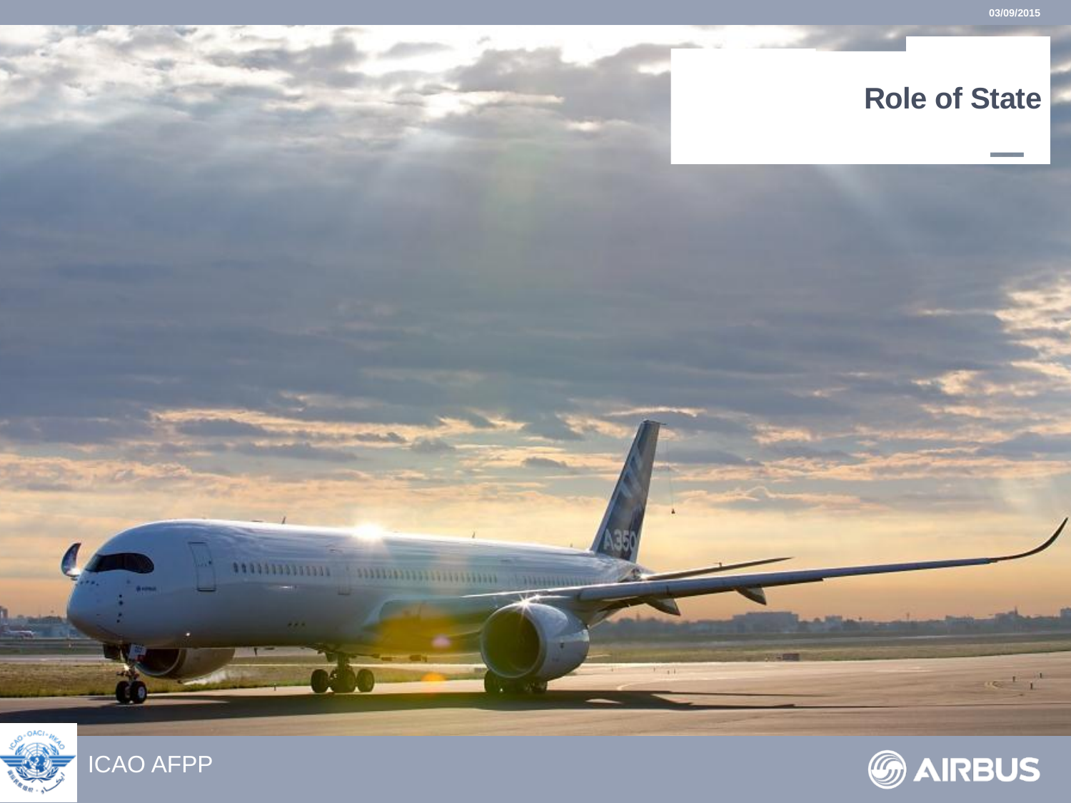# Role of State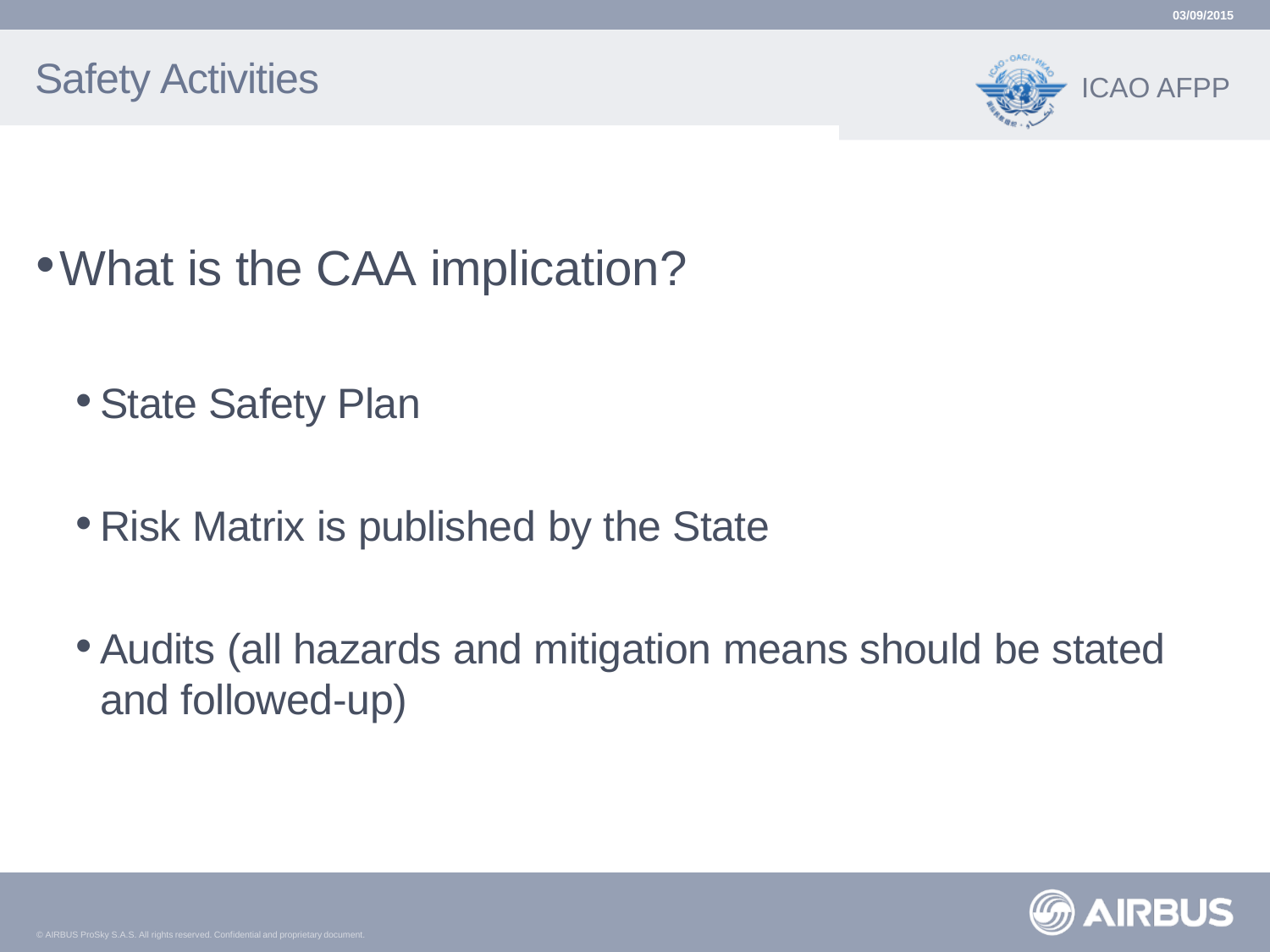# Safety Activities

- What is the CAA implication?
  - State Safety Plan
  - Risk Matrix is published by the State
  - Audits (all hazards and mitigation means should be stated and followed-up)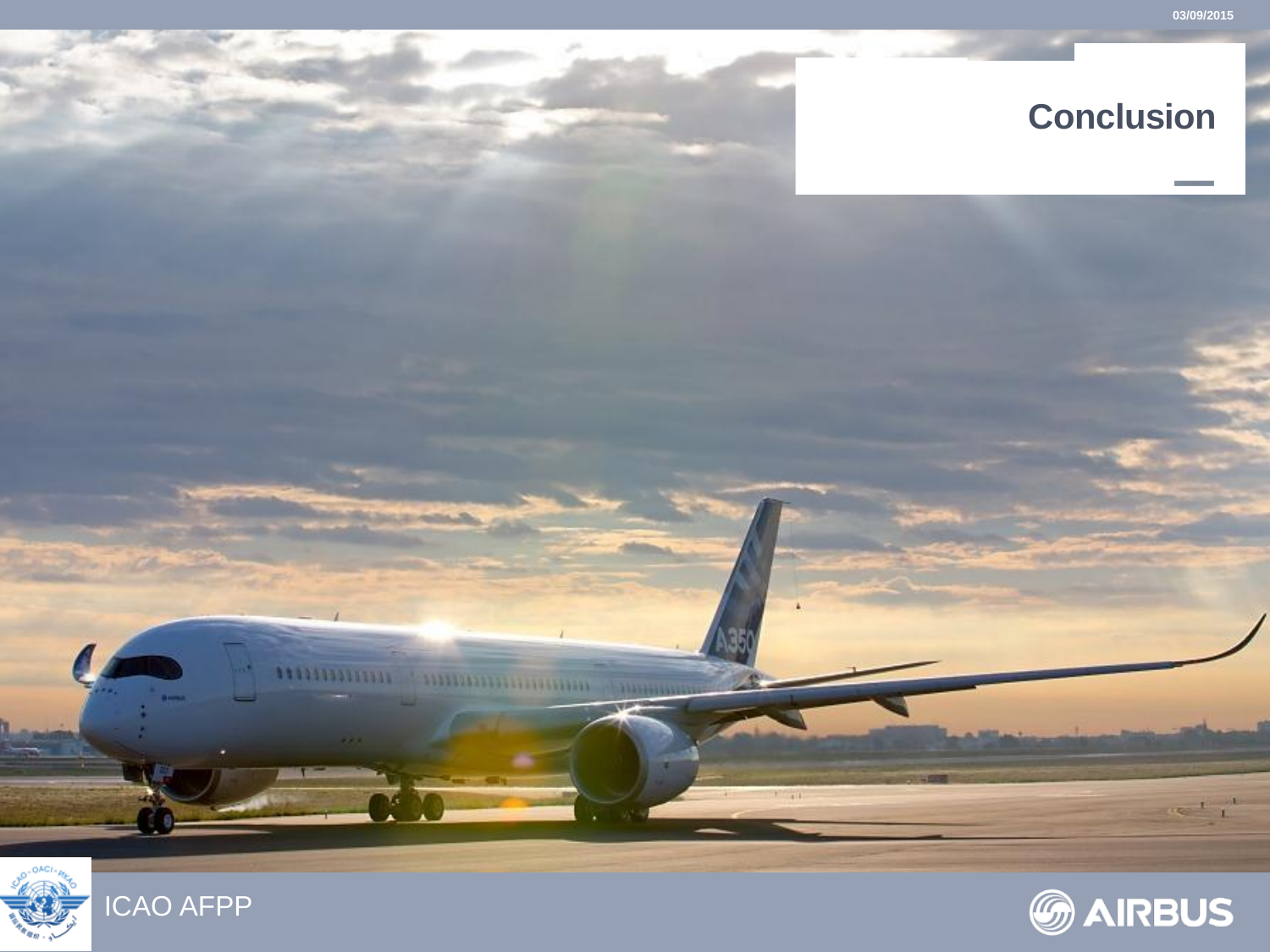# Conclusion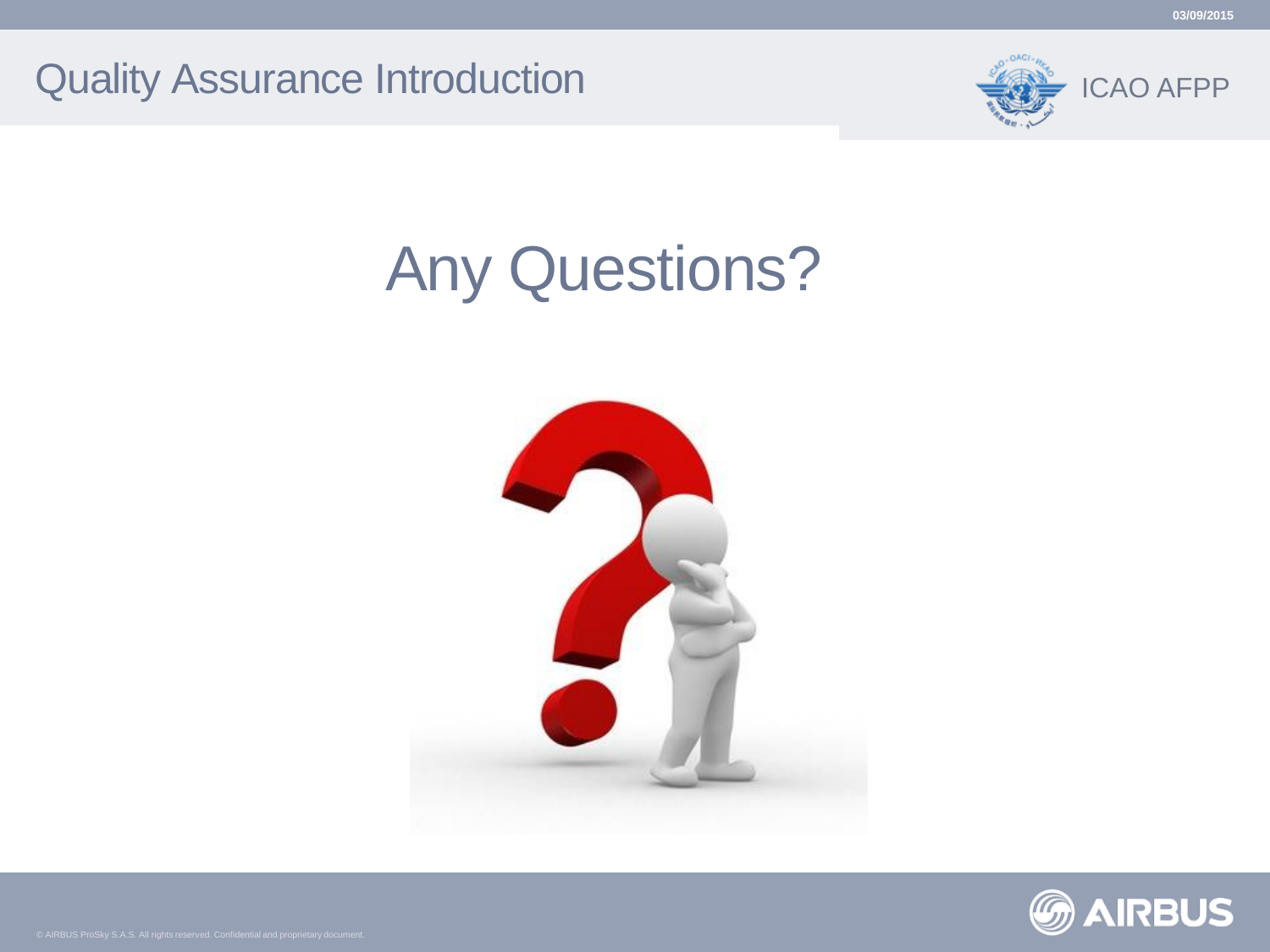# Any Questions?